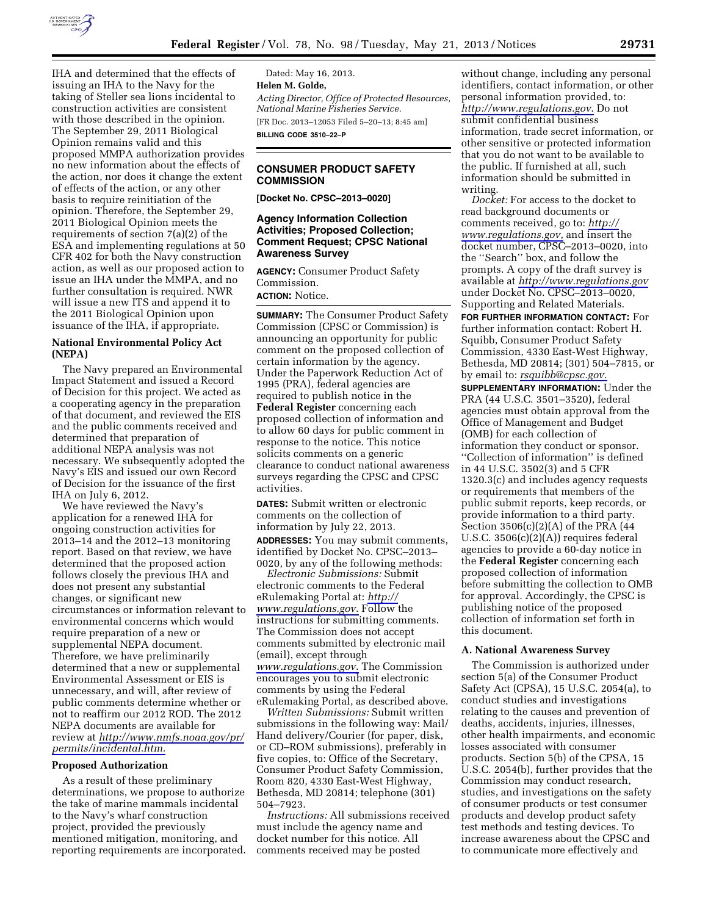IHA and determined that the effects of issuing an IHA to the Navy for the taking of Steller sea lions incidental to construction activities are consistent with those described in the opinion. The September 29, 2011 Biological Opinion remains valid and this proposed MMPA authorization provides no new information about the effects of the action, nor does it change the extent of effects of the action, or any other basis to require reinitiation of the opinion. Therefore, the September 29, 2011 Biological Opinion meets the requirements of section 7(a)(2) of the ESA and implementing regulations at 50 CFR 402 for both the Navy construction action, as well as our proposed action to issue an IHA under the MMPA, and no further consultation is required. NWR will issue a new ITS and append it to the 2011 Biological Opinion upon issuance of the IHA, if appropriate.

### National Environmental Policy Act (NEPA)

The Navy prepared an Environmental Impact Statement and issued a Record of Decision for this project. We acted as a cooperating agency in the preparation of that document, and reviewed the EIS and the public comments received and determined that preparation of additional NEPA analysis was not necessary. We subsequently adopted the Navy's EIS and issued our own Record of Decision for the issuance of the first IHA on July 6, 2012.

We have reviewed the Navy's application for a renewed IHA for ongoing construction activities for 2013–14 and the 2012–13 monitoring report. Based on that review, we have determined that the proposed action follows closely the previous IHA and does not present any substantial changes, or significant new circumstances or information relevant to environmental concerns which would require preparation of a new or supplemental NEPA document. Therefore, we have preliminarily determined that a new or supplemental Environmental Assessment or EIS is unnecessary, and will, after review of public comments determine whether or not to reaffirm our 2012 ROD. The 2012 NEPA documents are available for review at *http://www.nmfs.noaa.gov/pr/permits/incidental.htm.*

### Proposed Authorization

As a result of these preliminary determinations, we propose to authorize the take of marine mammals incidental to the Navy's wharf construction project, provided the previously mentioned mitigation, monitoring, and reporting requirements are incorporated.

Dated: May 16, 2013.

**Helen M. Golde,**

*Acting Director, Office of Protected Resources, National Marine Fisheries Service.*

[FR Doc. 2013–12053 Filed 5–20–13; 8:45 am]

**BILLING CODE 3510–22–P**

---

## CONSUMER PRODUCT SAFETY COMMISSION

**[Docket No. CPSC–2013–0020]**

## Agency Information Collection Activities; Proposed Collection; Comment Request; CPSC National Awareness Survey

**AGENCY:** Consumer Product Safety Commission.

**ACTION:** Notice.

**SUMMARY:** The Consumer Product Safety Commission (CPSC or Commission) is announcing an opportunity for public comment on the proposed collection of certain information by the agency. Under the Paperwork Reduction Act of 1995 (PRA), federal agencies are required to publish notice in the **Federal Register** concerning each proposed collection of information and to allow 60 days for public comment in response to the notice. This notice solicits comments on a generic clearance to conduct national awareness surveys regarding the CPSC and CPSC activities.

**DATES:** Submit written or electronic comments on the collection of information by July 22, 2013.

**ADDRESSES:** You may submit comments, identified by Docket No. CPSC–2013–0020, by any of the following methods:

*Electronic Submissions:* Submit electronic comments to the Federal eRulemaking Portal at: *http://www.regulations.gov.* Follow the instructions for submitting comments. The Commission does not accept comments submitted by electronic mail (email), except through *www.regulations.gov.* The Commission encourages you to submit electronic comments by using the Federal eRulemaking Portal, as described above.

*Written Submissions:* Submit written submissions in the following way: Mail/Hand delivery/Courier (for paper, disk, or CD–ROM submissions), preferably in five copies, to: Office of the Secretary, Consumer Product Safety Commission, Room 820, 4330 East-West Highway, Bethesda, MD 20814; telephone (301) 504–7923.

*Instructions:* All submissions received must include the agency name and docket number for this notice. All comments received may be posted without change, including any personal identifiers, contact information, or other personal information provided, to: *http://www.regulations.gov.* Do not submit confidential business information, trade secret information, or other sensitive or protected information that you do not want to be available to the public. If furnished at all, such information should be submitted in writing.

*Docket:* For access to the docket to read background documents or comments received, go to: *http://www.regulations.gov,* and insert the docket number, CPSC–2013–0020, into the "Search" box, and follow the prompts. A copy of the draft survey is available at *http://www.regulations.gov* under Docket No. CPSC–2013–0020, Supporting and Related Materials.

**FOR FURTHER INFORMATION CONTACT:** For further information contact: Robert H. Squibb, Consumer Product Safety Commission, 4330 East-West Highway, Bethesda, MD 20814; (301) 504–7815, or by email to: *rsquibb@cpsc.gov.*

**SUPPLEMENTARY INFORMATION:** Under the PRA (44 U.S.C. 3501–3520), federal agencies must obtain approval from the Office of Management and Budget (OMB) for each collection of information they conduct or sponsor. "Collection of information" is defined in 44 U.S.C. 3502(3) and 5 CFR 1320.3(c) and includes agency requests or requirements that members of the public submit reports, keep records, or provide information to a third party. Section 3506(c)(2)(A) of the PRA (44 U.S.C. 3506(c)(2)(A)) requires federal agencies to provide a 60-day notice in the **Federal Register** concerning each proposed collection of information before submitting the collection to OMB for approval. Accordingly, the CPSC is publishing notice of the proposed collection of information set forth in this document.

### A. National Awareness Survey

The Commission is authorized under section 5(a) of the Consumer Product Safety Act (CPSA), 15 U.S.C. 2054(a), to conduct studies and investigations relating to the causes and prevention of deaths, accidents, injuries, illnesses, other health impairments, and economic losses associated with consumer products. Section 5(b) of the CPSA, 15 U.S.C. 2054(b), further provides that the Commission may conduct research, studies, and investigations on the safety of consumer products or test consumer products and develop product safety test methods and testing devices. To increase awareness about the CPSC and to communicate more effectively and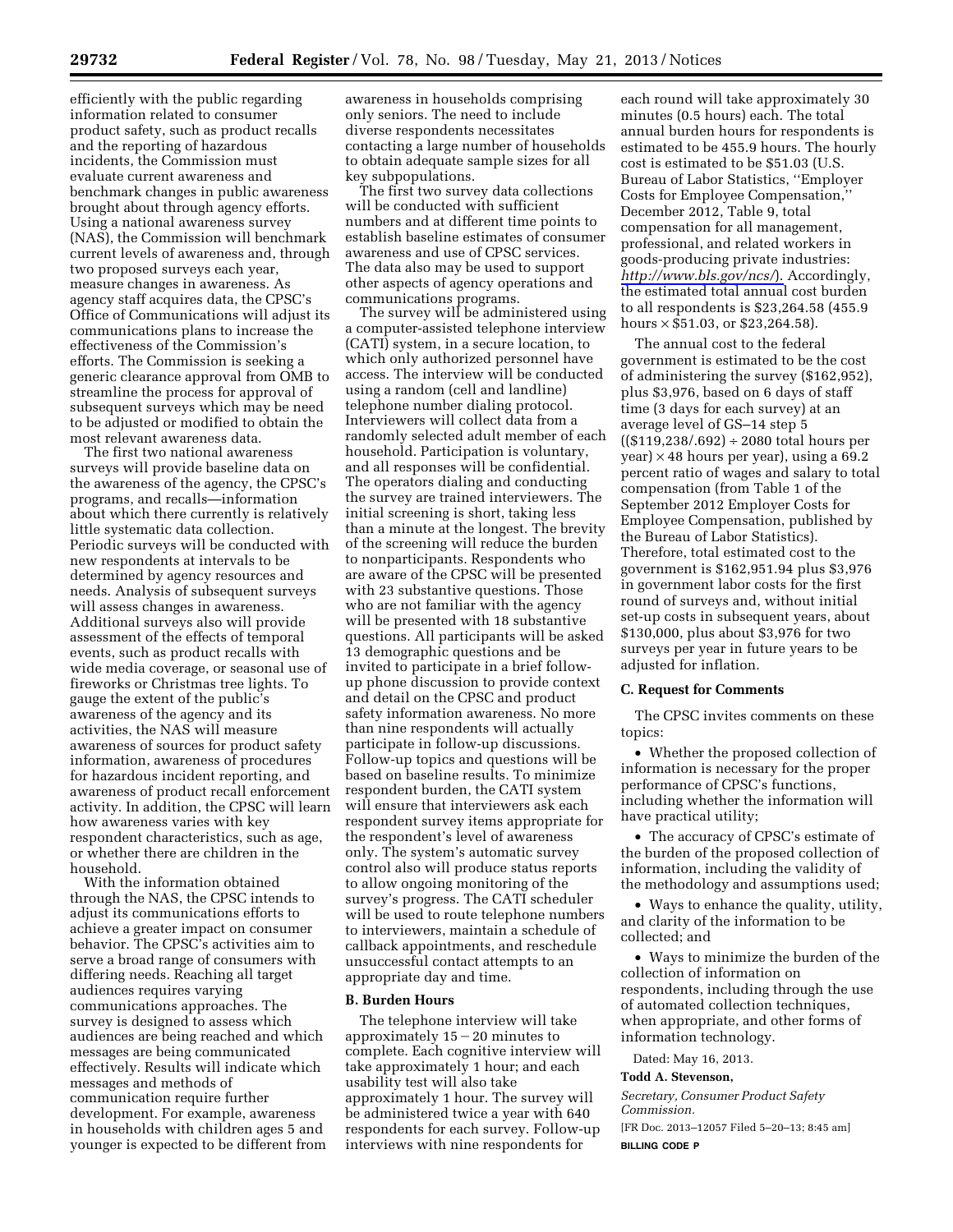efficiently with the public regarding information related to consumer product safety, such as product recalls and the reporting of hazardous incidents, the Commission must evaluate current awareness and benchmark changes in public awareness brought about through agency efforts. Using a national awareness survey (NAS), the Commission will benchmark current levels of awareness and, through two proposed surveys each year, measure changes in awareness. As agency staff acquires data, the CPSC's Office of Communications will adjust its communications plans to increase the effectiveness of the Commission's efforts. The Commission is seeking a generic clearance approval from OMB to streamline the process for approval of subsequent surveys which may be need to be adjusted or modified to obtain the most relevant awareness data.

The first two national awareness surveys will provide baseline data on the awareness of the agency, the CPSC's programs, and recalls—information about which there currently is relatively little systematic data collection. Periodic surveys will be conducted with new respondents at intervals to be determined by agency resources and needs. Analysis of subsequent surveys will assess changes in awareness. Additional surveys also will provide assessment of the effects of temporal events, such as product recalls with wide media coverage, or seasonal use of fireworks or Christmas tree lights. To gauge the extent of the public's awareness of the agency and its activities, the NAS will measure awareness of sources for product safety information, awareness of procedures for hazardous incident reporting, and awareness of product recall enforcement activity. In addition, the CPSC will learn how awareness varies with key respondent characteristics, such as age, or whether there are children in the household.

With the information obtained through the NAS, the CPSC intends to adjust its communications efforts to achieve a greater impact on consumer behavior. The CPSC's activities aim to serve a broad range of consumers with differing needs. Reaching all target audiences requires varying communications approaches. The survey is designed to assess which audiences are being reached and which messages are being communicated effectively. Results will indicate which messages and methods of communication require further development. For example, awareness in households with children ages 5 and younger is expected to be different from awareness in households comprising only seniors. The need to include diverse respondents necessitates contacting a large number of households to obtain adequate sample sizes for all key subpopulations.

The first two survey data collections will be conducted with sufficient numbers and at different time points to establish baseline estimates of consumer awareness and use of CPSC services. The data also may be used to support other aspects of agency operations and communications programs.

The survey will be administered using a computer-assisted telephone interview (CATI) system, in a secure location, to which only authorized personnel have access. The interview will be conducted using a random (cell and landline) telephone number dialing protocol. Interviewers will collect data from a randomly selected adult member of each household. Participation is voluntary, and all responses will be confidential. The operators dialing and conducting the survey are trained interviewers. The initial screening is short, taking less than a minute at the longest. The brevity of the screening will reduce the burden to nonparticipants. Respondents who are aware of the CPSC will be presented with 23 substantive questions. Those who are not familiar with the agency will be presented with 18 substantive questions. All participants will be asked 13 demographic questions and be invited to participate in a brief follow-up phone discussion to provide context and detail on the CPSC and product safety information awareness. No more than nine respondents will actually participate in follow-up discussions. Follow-up topics and questions will be based on baseline results. To minimize respondent burden, the CATI system will ensure that interviewers ask each respondent survey items appropriate for the respondent's level of awareness only. The system's automatic survey control also will produce status reports to allow ongoing monitoring of the survey's progress. The CATI scheduler will be used to route telephone numbers to interviewers, maintain a schedule of callback appointments, and reschedule unsuccessful contact attempts to an appropriate day and time.

### B. Burden Hours

The telephone interview will take approximately 15 − 20 minutes to complete. Each cognitive interview will take approximately 1 hour; and each usability test will also take approximately 1 hour. The survey will be administered twice a year with 640 respondents for each survey. Follow-up interviews with nine respondents for each round will take approximately 30 minutes (0.5 hours) each. The total annual burden hours for respondents is estimated to be 455.9 hours. The hourly cost is estimated to be $51.03 (U.S. Bureau of Labor Statistics, "Employer Costs for Employee Compensation," December 2012, Table 9, total compensation for all management, professional, and related workers in goods-producing private industries: *http://www.bls.gov/ncs/*). Accordingly, the estimated total annual cost burden to all respondents is $23,264.58 (455.9 hours × $51.03, or $23,264.58).

The annual cost to the federal government is estimated to be the cost of administering the survey ($162,952), plus $3,976, based on 6 days of staff time (3 days for each survey) at an average level of GS–14 step 5 (($119,238/.692) ÷ 2080 total hours per year) × 48 hours per year), using a 69.2 percent ratio of wages and salary to total compensation (from Table 1 of the September 2012 Employer Costs for Employee Compensation, published by the Bureau of Labor Statistics). Therefore, total estimated cost to the government is $162,951.94 plus $3,976 in government labor costs for the first round of surveys and, without initial set-up costs in subsequent years, about $130,000, plus about $3,976 for two surveys per year in future years to be adjusted for inflation.

### C. Request for Comments

The CPSC invites comments on these topics:

- Whether the proposed collection of information is necessary for the proper performance of CPSC's functions, including whether the information will have practical utility;
- The accuracy of CPSC's estimate of the burden of the proposed collection of information, including the validity of the methodology and assumptions used;
- Ways to enhance the quality, utility, and clarity of the information to be collected; and
- Ways to minimize the burden of the collection of information on respondents, including through the use of automated collection techniques, when appropriate, and other forms of information technology.

Dated: May 16, 2013.

**Todd A. Stevenson,**

*Secretary, Consumer Product Safety Commission.*

[FR Doc. 2013–12057 Filed 5–20–13; 8:45 am]

**BILLING CODE P**